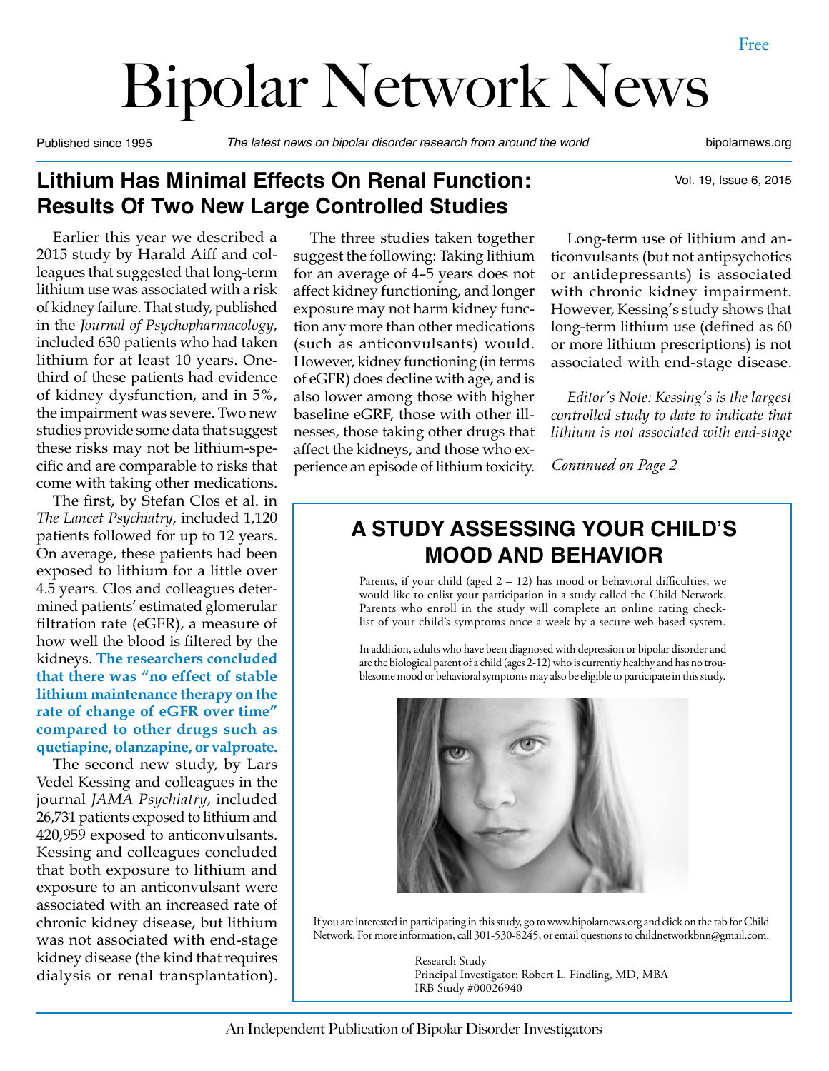Free

# Bipolar Network News

Published since 1995 — *The latest news on bipolar disorder research from around the world* — bipolarnews.org

## Lithium Has Minimal Effects On Renal Function: Results Of Two New Large Controlled Studies

Earlier this year we described a 2015 study by Harald Aiff and colleagues that suggested that long-term lithium use was associated with a risk of kidney failure. That study, published in the *Journal of Psychopharmacology*, included 630 patients who had taken lithium for at least 10 years. One-third of these patients had evidence of kidney dysfunction, and in 5%, the impairment was severe. Two new studies provide some data that suggest these risks may not be lithium-specific and are comparable to risks that come with taking other medications.

The first, by Stefan Clos et al. in *The Lancet Psychiatry*, included 1,120 patients followed for up to 12 years. On average, these patients had been exposed to lithium for a little over 4.5 years. Clos and colleagues determined patients' estimated glomerular filtration rate (eGFR), a measure of how well the blood is filtered by the kidneys. **The researchers concluded that there was "no effect of stable lithium maintenance therapy on the rate of change of eGFR over time" compared to other drugs such as quetiapine, olanzapine, or valproate.**

The second new study, by Lars Vedel Kessing and colleagues in the journal *JAMA Psychiatry*, included 26,731 patients exposed to lithium and 420,959 exposed to anticonvulsants. Kessing and colleagues concluded that both exposure to lithium and exposure to an anticonvulsant were associated with an increased rate of chronic kidney disease, but lithium was not associated with end-stage kidney disease (the kind that requires dialysis or renal transplantation).

The three studies taken together suggest the following: Taking lithium for an average of 4–5 years does not affect kidney functioning, and longer exposure may not harm kidney function any more than other medications (such as anticonvulsants) would. However, kidney functioning (in terms of eGFR) does decline with age, and is also lower among those with higher baseline eGRF, those with other illnesses, those taking other drugs that affect the kidneys, and those who experience an episode of lithium toxicity.

Long-term use of lithium and anticonvulsants (but not antipsychotics or antidepressants) is associated with chronic kidney impairment. However, Kessing's study shows that long-term lithium use (defined as 60 or more lithium prescriptions) is not associated with end-stage disease.

*Editor's Note: Kessing's is the largest controlled study to date to indicate that lithium is not associated with end-stage*

*Continued on Page 2*

## A STUDY ASSESSING YOUR CHILD'S MOOD AND BEHAVIOR

Parents, if your child (aged 2 – 12) has mood or behavioral difficulties, we would like to enlist your participation in a study called the Child Network. Parents who enroll in the study will complete an online rating checklist of your child's symptoms once a week by a secure web-based system.

In addition, adults who have been diagnosed with depression or bipolar disorder and are the biological parent of a child (ages 2-12) who is currently healthy and has no troublesome mood or behavioral symptoms may also be eligible to participate in this study.

If you are interested in participating in this study, go to www.bipolarnews.org and click on the tab for Child Network. For more information, call 301-530-8245, or email questions to childnetworkbnn@gmail.com.

Research Study
Principal Investigator: Robert L. Findling, MD, MBA
IRB Study #00026940

An Independent Publication of Bipolar Disorder Investigators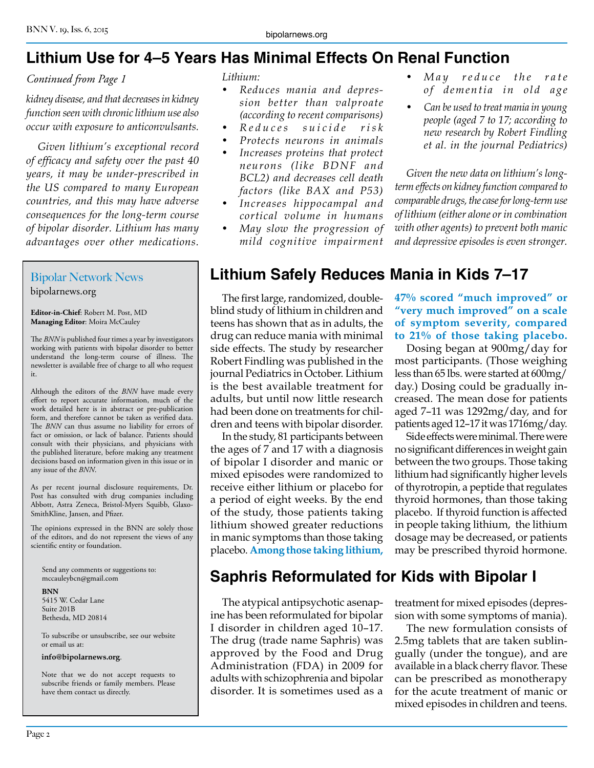## Lithium Use for 4–5 Years Has Minimal Effects On Renal Function

*Continued from Page 1*

*kidney disease, and that decreases in kidney function seen with chronic lithium use also occur with exposure to anticonvulsants.*

*Given lithium's exceptional record of efficacy and safety over the past 40 years, it may be under-prescribed in the US compared to many European countries, and this may have adverse consequences for the long-term course of bipolar disorder. Lithium has many advantages over other medications.*

*Lithium:*

- *Reduces mania and depression better than valproate (according to recent comparisons)*
- *Reduces suicide risk*
- *Protects neurons in animals*
- *Increases proteins that protect neurons (like BDNF and BCL2) and decreases cell death factors (like BAX and P53)*
- *Increases hippocampal and cortical volume in humans*
- *May slow the progression of mild cognitive impairment*
- *May reduce the rate of dementia in old age*
- *Can be used to treat mania in young people (aged 7 to 17; according to new research by Robert Findling et al. in the journal Pediatrics)*

*Given the new data on lithium's long-term effects on kidney function compared to comparable drugs, the case for long-term use of lithium (either alone or in combination with other agents) to prevent both manic and depressive episodes is even stronger.*

---

Bipolar Network News
bipolarnews.org

**Editor-in-Chief**: Robert M. Post, MD
**Managing Editor**: Moira McCauley

The *BNN* is published four times a year by investigators working with patients with bipolar disorder to better understand the long-term course of illness. The newsletter is available free of charge to all who request it.

Although the editors of the *BNN* have made every effort to report accurate information, much of the work detailed here is in abstract or pre-publication form, and therefore cannot be taken as verified data. The *BNN* can thus assume no liability for errors of fact or omission, or lack of balance. Patients should consult with their physicians, and physicians with the published literature, before making any treatment decisions based on information given in this issue or in any issue of the *BNN*.

As per recent journal disclosure requirements, Dr. Post has consulted with drug companies including Abbott, Astra Zeneca, Bristol-Myers Squibb, GlaxoSmithKline, Jansen, and Pfizer.

The opinions expressed in the BNN are solely those of the editors, and do not represent the views of any scientific entity or foundation.

Send any comments or suggestions to:
mccauleybcn@gmail.com

**BNN**
5415 W. Cedar Lane
Suite 201B
Bethesda, MD 20814

To subscribe or unsubscribe, see our website or email us at:

**info@bipolarnews.org**.

Note that we do not accept requests to subscribe friends or family members. Please have them contact us directly.

---

## Lithium Safely Reduces Mania in Kids 7–17

The first large, randomized, double-blind study of lithium in children and teens has shown that as in adults, the drug can reduce mania with minimal side effects. The study by researcher Robert Findling was published in the journal Pediatrics in October. Lithium is the best available treatment for adults, but until now little research had been done on treatments for children and teens with bipolar disorder.

In the study, 81 participants between the ages of 7 and 17 with a diagnosis of bipolar I disorder and manic or mixed episodes were randomized to receive either lithium or placebo for a period of eight weeks. By the end of the study, those patients taking lithium showed greater reductions in manic symptoms than those taking placebo. **Among those taking lithium, 47% scored "much improved" or "very much improved" on a scale of symptom severity, compared to 21% of those taking placebo.**

Dosing began at 900mg/day for most participants. (Those weighing less than 65 lbs. were started at 600mg/day.) Dosing could be gradually increased. The mean dose for patients aged 7–11 was 1292mg/day, and for patients aged 12–17 it was 1716mg/day.

Side effects were minimal. There were no significant differences in weight gain between the two groups. Those taking lithium had significantly higher levels of thyrotropin, a peptide that regulates thyroid hormones, than those taking placebo. If thyroid function is affected in people taking lithium, the lithium dosage may be decreased, or patients may be prescribed thyroid hormone.

## Saphris Reformulated for Kids with Bipolar I

The atypical antipsychotic asenapine has been reformulated for bipolar I disorder in children aged 10–17. The drug (trade name Saphris) was approved by the Food and Drug Administration (FDA) in 2009 for adults with schizophrenia and bipolar disorder. It is sometimes used as a treatment for mixed episodes (depression with some symptoms of mania).

The new formulation consists of 2.5mg tablets that are taken sublingually (under the tongue), and are available in a black cherry flavor. These can be prescribed as monotherapy for the acute treatment of manic or mixed episodes in children and teens.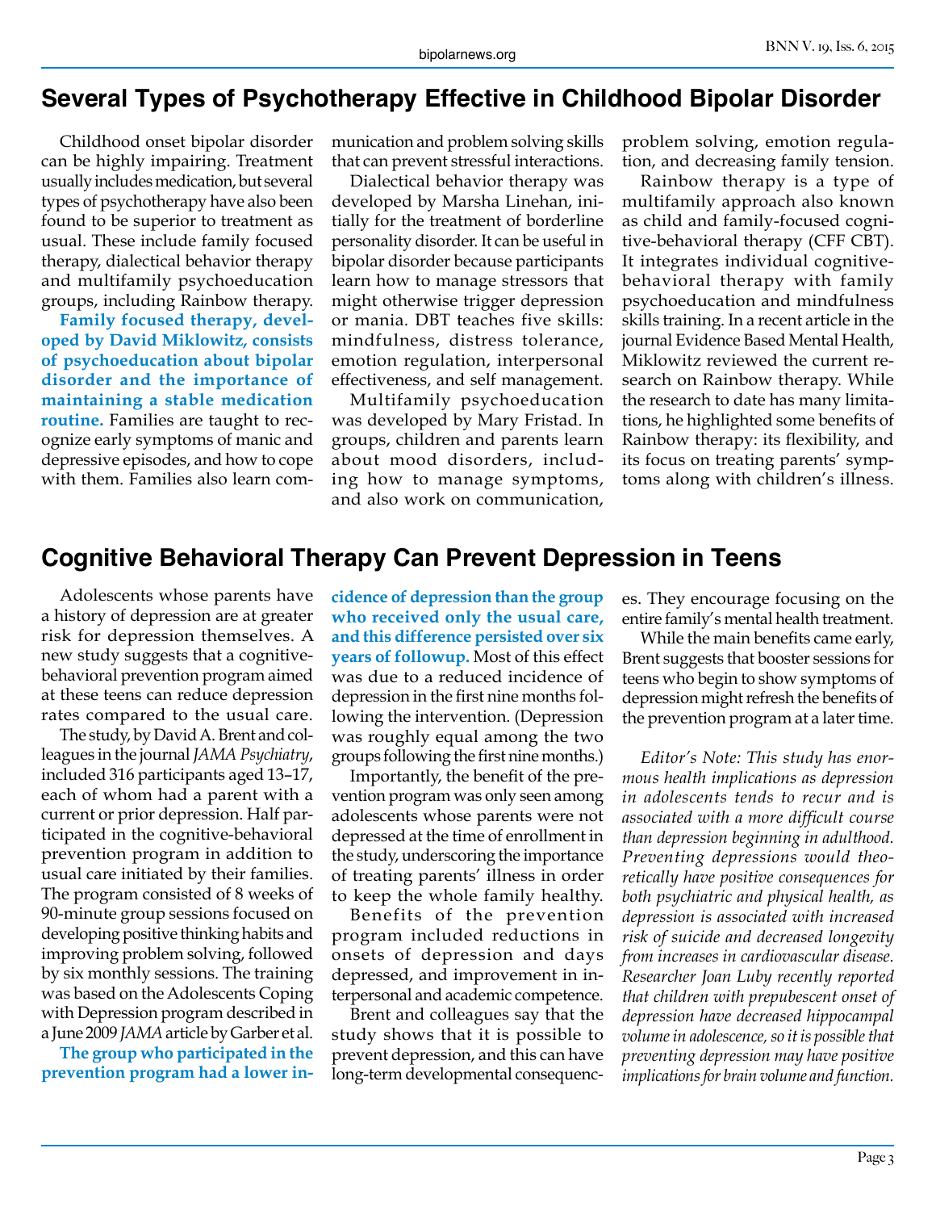## Several Types of Psychotherapy Effective in Childhood Bipolar Disorder

Childhood onset bipolar disorder can be highly impairing. Treatment usually includes medication, but several types of psychotherapy have also been found to be superior to treatment as usual. These include family focused therapy, dialectical behavior therapy and multifamily psychoeducation groups, including Rainbow therapy.

**Family focused therapy, developed by David Miklowitz, consists of psychoeducation about bipolar disorder and the importance of maintaining a stable medication routine.** Families are taught to recognize early symptoms of manic and depressive episodes, and how to cope with them. Families also learn communication and problem solving skills that can prevent stressful interactions.

Dialectical behavior therapy was developed by Marsha Linehan, initially for the treatment of borderline personality disorder. It can be useful in bipolar disorder because participants learn how to manage stressors that might otherwise trigger depression or mania. DBT teaches five skills: mindfulness, distress tolerance, emotion regulation, interpersonal effectiveness, and self management.

Multifamily psychoeducation was developed by Mary Fristad. In groups, children and parents learn about mood disorders, including how to manage symptoms, and also work on communication, problem solving, emotion regulation, and decreasing family tension.

Rainbow therapy is a type of multifamily approach also known as child and family-focused cognitive-behavioral therapy (CFF CBT). It integrates individual cognitive-behavioral therapy with family psychoeducation and mindfulness skills training. In a recent article in the journal Evidence Based Mental Health, Miklowitz reviewed the current research on Rainbow therapy. While the research to date has many limitations, he highlighted some benefits of Rainbow therapy: its flexibility, and its focus on treating parents' symptoms along with children's illness.

## Cognitive Behavioral Therapy Can Prevent Depression in Teens

Adolescents whose parents have a history of depression are at greater risk for depression themselves. A new study suggests that a cognitive-behavioral prevention program aimed at these teens can reduce depression rates compared to the usual care.

The study, by David A. Brent and colleagues in the journal *JAMA Psychiatry*, included 316 participants aged 13–17, each of whom had a parent with a current or prior depression. Half participated in the cognitive-behavioral prevention program in addition to usual care initiated by their families. The program consisted of 8 weeks of 90-minute group sessions focused on developing positive thinking habits and improving problem solving, followed by six monthly sessions. The training was based on the Adolescents Coping with Depression program described in a June 2009 *JAMA* article by Garber et al.

**The group who participated in the prevention program had a lower incidence of depression than the group who received only the usual care, and this difference persisted over six years of followup.** Most of this effect was due to a reduced incidence of depression in the first nine months following the intervention. (Depression was roughly equal among the two groups following the first nine months.)

Importantly, the benefit of the prevention program was only seen among adolescents whose parents were not depressed at the time of enrollment in the study, underscoring the importance of treating parents' illness in order to keep the whole family healthy.

Benefits of the prevention program included reductions in onsets of depression and days depressed, and improvement in interpersonal and academic competence.

Brent and colleagues say that the study shows that it is possible to prevent depression, and this can have long-term developmental consequences. They encourage focusing on the entire family's mental health treatment.

While the main benefits came early, Brent suggests that booster sessions for teens who begin to show symptoms of depression might refresh the benefits of the prevention program at a later time.

*Editor's Note: This study has enormous health implications as depression in adolescents tends to recur and is associated with a more difficult course than depression beginning in adulthood. Preventing depressions would theoretically have positive consequences for both psychiatric and physical health, as depression is associated with increased risk of suicide and decreased longevity from increases in cardiovascular disease. Researcher Joan Luby recently reported that children with prepubescent onset of depression have decreased hippocampal volume in adolescence, so it is possible that preventing depression may have positive implications for brain volume and function.*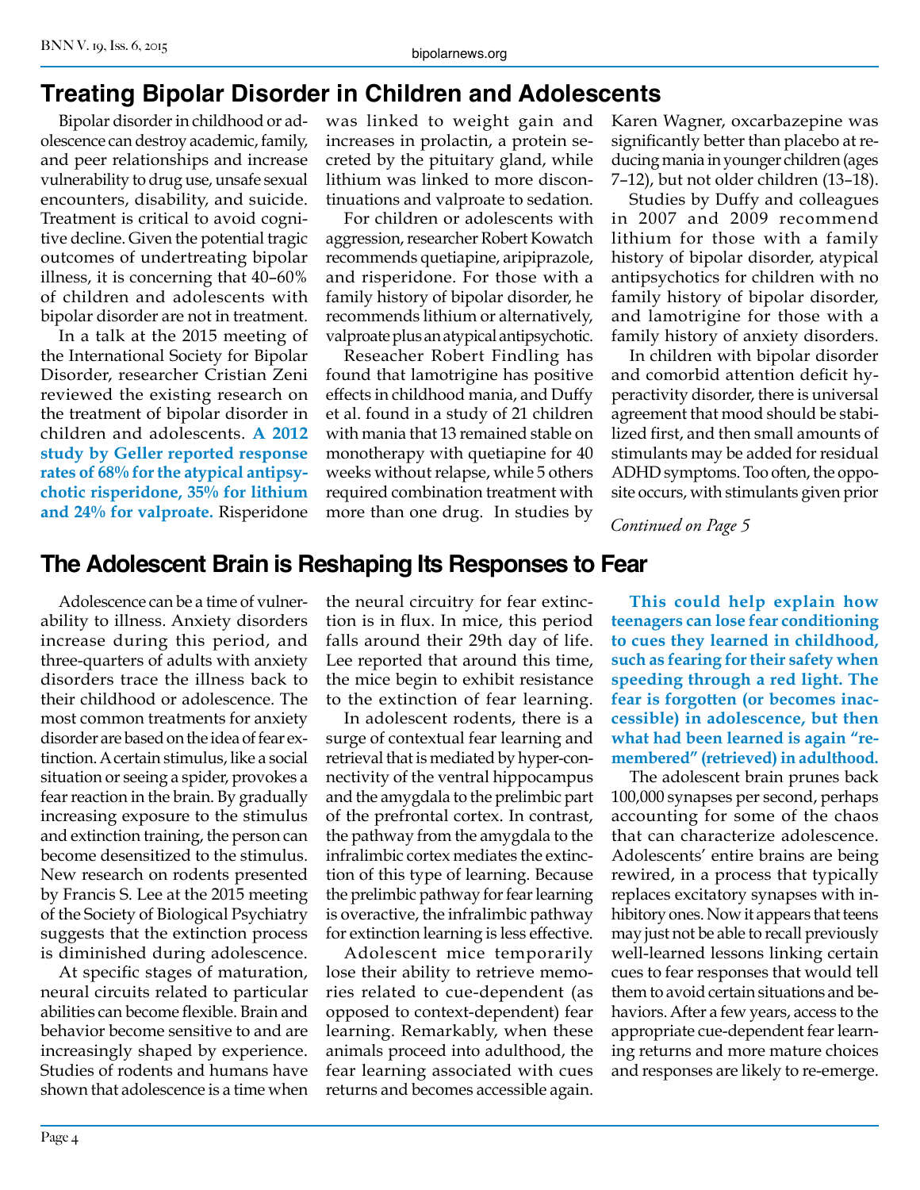# Treating Bipolar Disorder in Children and Adolescents

Bipolar disorder in childhood or adolescence can destroy academic, family, and peer relationships and increase vulnerability to drug use, unsafe sexual encounters, disability, and suicide. Treatment is critical to avoid cognitive decline. Given the potential tragic outcomes of undertreating bipolar illness, it is concerning that 40–60% of children and adolescents with bipolar disorder are not in treatment.

In a talk at the 2015 meeting of the International Society for Bipolar Disorder, researcher Cristian Zeni reviewed the existing research on the treatment of bipolar disorder in children and adolescents. **A 2012 study by Geller reported response rates of 68% for the atypical antipsychotic risperidone, 35% for lithium and 24% for valproate.** Risperidone was linked to weight gain and increases in prolactin, a protein secreted by the pituitary gland, while lithium was linked to more discontinuations and valproate to sedation.

For children or adolescents with aggression, researcher Robert Kowatch recommends quetiapine, aripiprazole, and risperidone. For those with a family history of bipolar disorder, he recommends lithium or alternatively, valproate plus an atypical antipsychotic.

Reseacher Robert Findling has found that lamotrigine has positive effects in childhood mania, and Duffy et al. found in a study of 21 children with mania that 13 remained stable on monotherapy with quetiapine for 40 weeks without relapse, while 5 others required combination treatment with more than one drug. In studies by Karen Wagner, oxcarbazepine was significantly better than placebo at reducing mania in younger children (ages 7–12), but not older children (13–18).

Studies by Duffy and colleagues in 2007 and 2009 recommend lithium for those with a family history of bipolar disorder, atypical antipsychotics for children with no family history of bipolar disorder, and lamotrigine for those with a family history of anxiety disorders.

In children with bipolar disorder and comorbid attention deficit hyperactivity disorder, there is universal agreement that mood should be stabilized first, and then small amounts of stimulants may be added for residual ADHD symptoms. Too often, the opposite occurs, with stimulants given prior

*Continued on Page 5*

# The Adolescent Brain is Reshaping Its Responses to Fear

Adolescence can be a time of vulnerability to illness. Anxiety disorders increase during this period, and three-quarters of adults with anxiety disorders trace the illness back to their childhood or adolescence. The most common treatments for anxiety disorder are based on the idea of fear extinction. A certain stimulus, like a social situation or seeing a spider, provokes a fear reaction in the brain. By gradually increasing exposure to the stimulus and extinction training, the person can become desensitized to the stimulus. New research on rodents presented by Francis S. Lee at the 2015 meeting of the Society of Biological Psychiatry suggests that the extinction process is diminished during adolescence.

At specific stages of maturation, neural circuits related to particular abilities can become flexible. Brain and behavior become sensitive to and are increasingly shaped by experience. Studies of rodents and humans have shown that adolescence is a time when the neural circuitry for fear extinction is in flux. In mice, this period falls around their 29th day of life. Lee reported that around this time, the mice begin to exhibit resistance to the extinction of fear learning.

In adolescent rodents, there is a surge of contextual fear learning and retrieval that is mediated by hyper-connectivity of the ventral hippocampus and the amygdala to the prelimbic part of the prefrontal cortex. In contrast, the pathway from the amygdala to the infralimbic cortex mediates the extinction of this type of learning. Because the prelimbic pathway for fear learning is overactive, the infralimbic pathway for extinction learning is less effective.

Adolescent mice temporarily lose their ability to retrieve memories related to cue-dependent (as opposed to context-dependent) fear learning. Remarkably, when these animals proceed into adulthood, the fear learning associated with cues returns and becomes accessible again.

**This could help explain how teenagers can lose fear conditioning to cues they learned in childhood, such as fearing for their safety when speeding through a red light. The fear is forgotten (or becomes inaccessible) in adolescence, but then what had been learned is again "remembered" (retrieved) in adulthood.**

The adolescent brain prunes back 100,000 synapses per second, perhaps accounting for some of the chaos that can characterize adolescence. Adolescents' entire brains are being rewired, in a process that typically replaces excitatory synapses with inhibitory ones. Now it appears that teens may just not be able to recall previously well-learned lessons linking certain cues to fear responses that would tell them to avoid certain situations and behaviors. After a few years, access to the appropriate cue-dependent fear learning returns and more mature choices and responses are likely to re-emerge.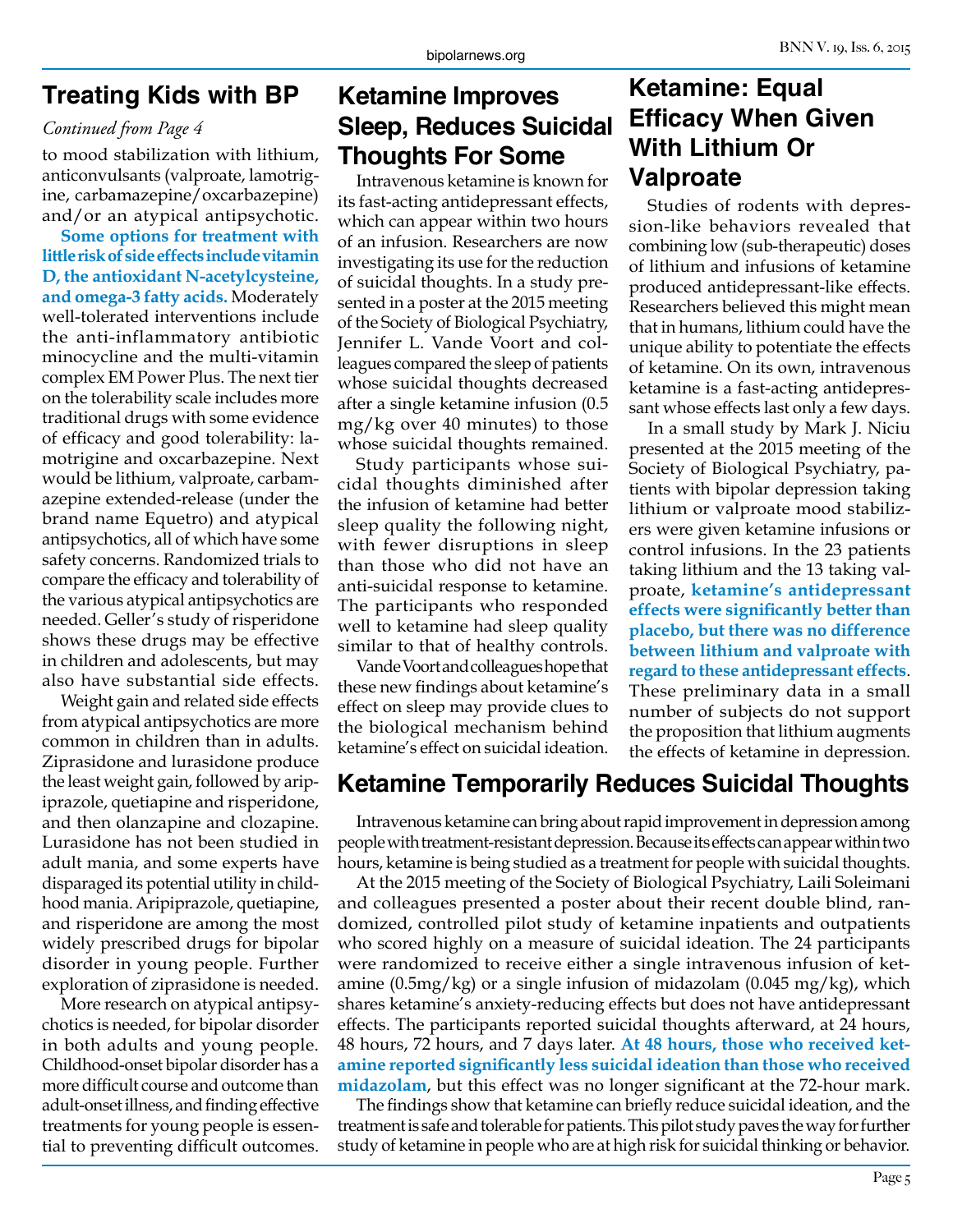## Treating Kids with BP

*Continued from Page 4*

to mood stabilization with lithium, anticonvulsants (valproate, lamotrigine, carbamazepine/oxcarbazepine) and/or an atypical antipsychotic.

**Some options for treatment with little risk of side effects include vitamin D, the antioxidant N-acetylcysteine, and omega-3 fatty acids.** Moderately well-tolerated interventions include the anti-inflammatory antibiotic minocycline and the multi-vitamin complex EM Power Plus. The next tier on the tolerability scale includes more traditional drugs with some evidence of efficacy and good tolerability: lamotrigine and oxcarbazepine. Next would be lithium, valproate, carbamazepine extended-release (under the brand name Equetro) and atypical antipsychotics, all of which have some safety concerns. Randomized trials to compare the efficacy and tolerability of the various atypical antipsychotics are needed. Geller's study of risperidone shows these drugs may be effective in children and adolescents, but may also have substantial side effects.

Weight gain and related side effects from atypical antipsychotics are more common in children than in adults. Ziprasidone and lurasidone produce the least weight gain, followed by aripiprazole, quetiapine and risperidone, and then olanzapine and clozapine. Lurasidone has not been studied in adult mania, and some experts have disparaged its potential utility in childhood mania. Aripiprazole, quetiapine, and risperidone are among the most widely prescribed drugs for bipolar disorder in young people. Further exploration of ziprasidone is needed.

More research on atypical antipsychotics is needed, for bipolar disorder in both adults and young people. Childhood-onset bipolar disorder has a more difficult course and outcome than adult-onset illness, and finding effective treatments for young people is essential to preventing difficult outcomes.

## Ketamine Improves Sleep, Reduces Suicidal Thoughts For Some

Intravenous ketamine is known for its fast-acting antidepressant effects, which can appear within two hours of an infusion. Researchers are now investigating its use for the reduction of suicidal thoughts. In a study presented in a poster at the 2015 meeting of the Society of Biological Psychiatry, Jennifer L. Vande Voort and colleagues compared the sleep of patients whose suicidal thoughts decreased after a single ketamine infusion (0.5 mg/kg over 40 minutes) to those whose suicidal thoughts remained.

Study participants whose suicidal thoughts diminished after the infusion of ketamine had better sleep quality the following night, with fewer disruptions in sleep than those who did not have an anti-suicidal response to ketamine. The participants who responded well to ketamine had sleep quality similar to that of healthy controls.

Vande Voort and colleagues hope that these new findings about ketamine's effect on sleep may provide clues to the biological mechanism behind ketamine's effect on suicidal ideation.

## Ketamine: Equal Efficacy When Given With Lithium Or Valproate

Studies of rodents with depression-like behaviors revealed that combining low (sub-therapeutic) doses of lithium and infusions of ketamine produced antidepressant-like effects. Researchers believed this might mean that in humans, lithium could have the unique ability to potentiate the effects of ketamine. On its own, intravenous ketamine is a fast-acting antidepressant whose effects last only a few days.

In a small study by Mark J. Niciu presented at the 2015 meeting of the Society of Biological Psychiatry, patients with bipolar depression taking lithium or valproate mood stabilizers were given ketamine infusions or control infusions. In the 23 patients taking lithium and the 13 taking valproate, **ketamine's antidepressant effects were significantly better than placebo, but there was no difference between lithium and valproate with regard to these antidepressant effects**. These preliminary data in a small number of subjects do not support the proposition that lithium augments the effects of ketamine in depression.

## Ketamine Temporarily Reduces Suicidal Thoughts

Intravenous ketamine can bring about rapid improvement in depression among people with treatment-resistant depression. Because its effects can appear within two hours, ketamine is being studied as a treatment for people with suicidal thoughts.

At the 2015 meeting of the Society of Biological Psychiatry, Laili Soleimani and colleagues presented a poster about their recent double blind, randomized, controlled pilot study of ketamine inpatients and outpatients who scored highly on a measure of suicidal ideation. The 24 participants were randomized to receive either a single intravenous infusion of ketamine (0.5mg/kg) or a single infusion of midazolam (0.045 mg/kg), which shares ketamine's anxiety-reducing effects but does not have antidepressant effects. The participants reported suicidal thoughts afterward, at 24 hours, 48 hours, 72 hours, and 7 days later. **At 48 hours, those who received ketamine reported significantly less suicidal ideation than those who received midazolam**, but this effect was no longer significant at the 72-hour mark.

The findings show that ketamine can briefly reduce suicidal ideation, and the treatment is safe and tolerable for patients. This pilot study paves the way for further study of ketamine in people who are at high risk for suicidal thinking or behavior.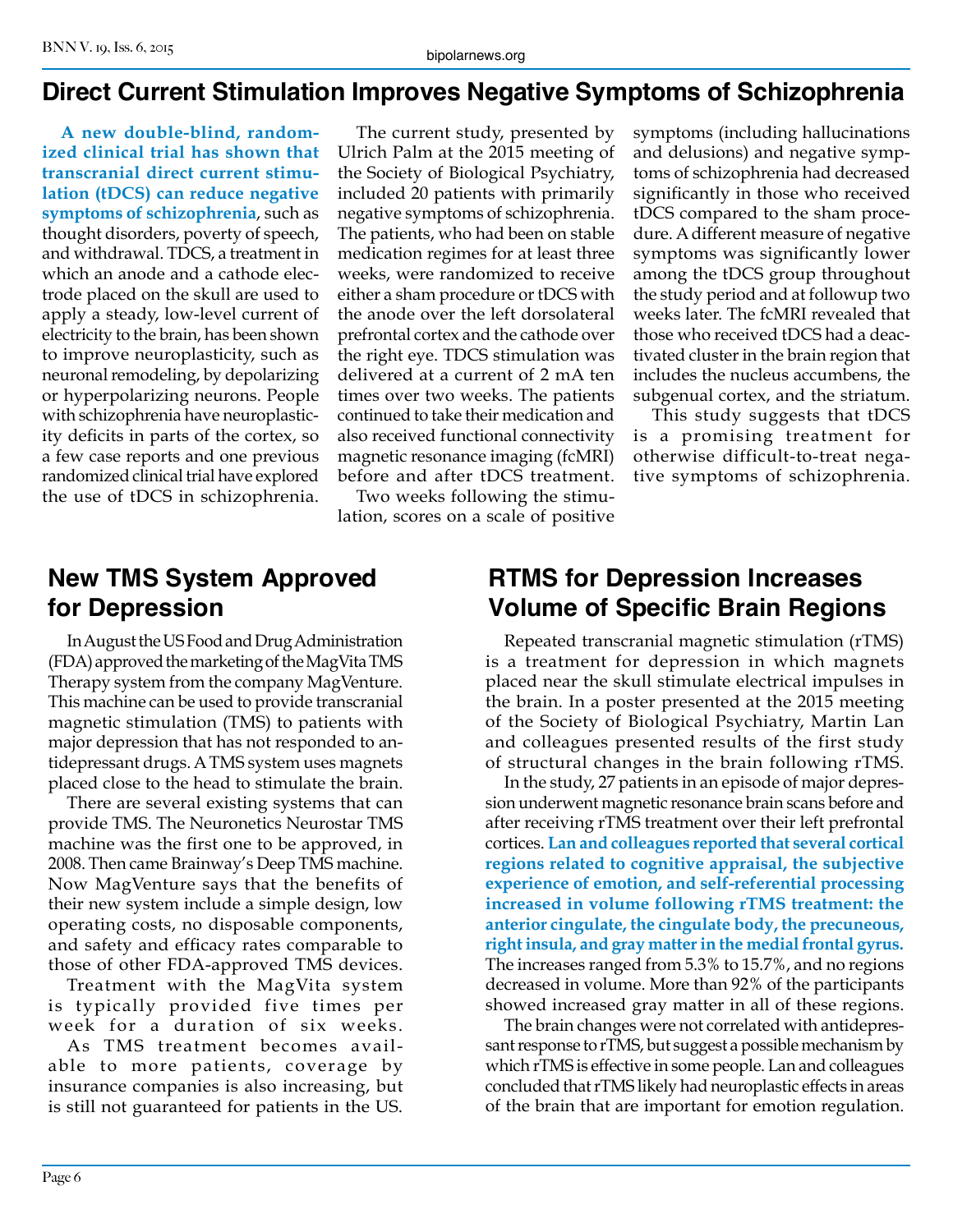# Direct Current Stimulation Improves Negative Symptoms of Schizophrenia

**A new double-blind, randomized clinical trial has shown that transcranial direct current stimulation (tDCS) can reduce negative symptoms of schizophrenia**, such as thought disorders, poverty of speech, and withdrawal. TDCS, a treatment in which an anode and a cathode electrode placed on the skull are used to apply a steady, low-level current of electricity to the brain, has been shown to improve neuroplasticity, such as neuronal remodeling, by depolarizing or hyperpolarizing neurons. People with schizophrenia have neuroplasticity deficits in parts of the cortex, so a few case reports and one previous randomized clinical trial have explored the use of tDCS in schizophrenia.

The current study, presented by Ulrich Palm at the 2015 meeting of the Society of Biological Psychiatry, included 20 patients with primarily negative symptoms of schizophrenia. The patients, who had been on stable medication regimes for at least three weeks, were randomized to receive either a sham procedure or tDCS with the anode over the left dorsolateral prefrontal cortex and the cathode over the right eye. TDCS stimulation was delivered at a current of 2 mA ten times over two weeks. The patients continued to take their medication and also received functional connectivity magnetic resonance imaging (fcMRI) before and after tDCS treatment.

Two weeks following the stimulation, scores on a scale of positive symptoms (including hallucinations and delusions) and negative symptoms of schizophrenia had decreased significantly in those who received tDCS compared to the sham procedure. A different measure of negative symptoms was significantly lower among the tDCS group throughout the study period and at followup two weeks later. The fcMRI revealed that those who received tDCS had a deactivated cluster in the brain region that includes the nucleus accumbens, the subgenual cortex, and the striatum.

This study suggests that tDCS is a promising treatment for otherwise difficult-to-treat negative symptoms of schizophrenia.

## New TMS System Approved for Depression

In August the US Food and Drug Administration (FDA) approved the marketing of the MagVita TMS Therapy system from the company MagVenture. This machine can be used to provide transcranial magnetic stimulation (TMS) to patients with major depression that has not responded to antidepressant drugs. A TMS system uses magnets placed close to the head to stimulate the brain.

There are several existing systems that can provide TMS. The Neuronetics Neurostar TMS machine was the first one to be approved, in 2008. Then came Brainway's Deep TMS machine. Now MagVenture says that the benefits of their new system include a simple design, low operating costs, no disposable components, and safety and efficacy rates comparable to those of other FDA-approved TMS devices.

Treatment with the MagVita system is typically provided five times per week for a duration of six weeks.

As TMS treatment becomes available to more patients, coverage by insurance companies is also increasing, but is still not guaranteed for patients in the US.

## RTMS for Depression Increases Volume of Specific Brain Regions

Repeated transcranial magnetic stimulation (rTMS) is a treatment for depression in which magnets placed near the skull stimulate electrical impulses in the brain. In a poster presented at the 2015 meeting of the Society of Biological Psychiatry, Martin Lan and colleagues presented results of the first study of structural changes in the brain following rTMS.

In the study, 27 patients in an episode of major depression underwent magnetic resonance brain scans before and after receiving rTMS treatment over their left prefrontal cortices. **Lan and colleagues reported that several cortical regions related to cognitive appraisal, the subjective experience of emotion, and self-referential processing increased in volume following rTMS treatment: the anterior cingulate, the cingulate body, the precuneous, right insula, and gray matter in the medial frontal gyrus.** The increases ranged from 5.3% to 15.7%, and no regions decreased in volume. More than 92% of the participants showed increased gray matter in all of these regions.

The brain changes were not correlated with antidepressant response to rTMS, but suggest a possible mechanism by which rTMS is effective in some people. Lan and colleagues concluded that rTMS likely had neuroplastic effects in areas of the brain that are important for emotion regulation.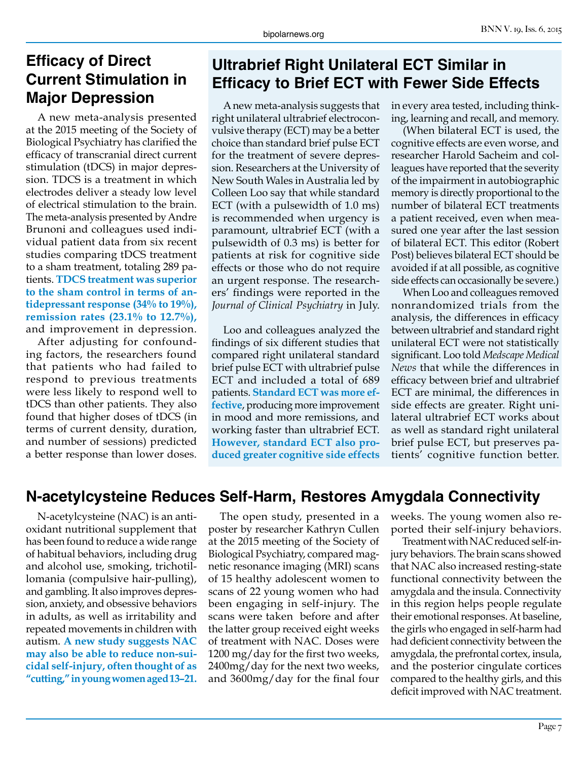## Efficacy of Direct Current Stimulation in Major Depression

A new meta-analysis presented at the 2015 meeting of the Society of Biological Psychiatry has clarified the efficacy of transcranial direct current stimulation (tDCS) in major depression. TDCS is a treatment in which electrodes deliver a steady low level of electrical stimulation to the brain. The meta-analysis presented by Andre Brunoni and colleagues used individual patient data from six recent studies comparing tDCS treatment to a sham treatment, totaling 289 patients. **TDCS treatment was superior to the sham control in terms of antidepressant response (34% to 19%), remission rates (23.1% to 12.7%),** and improvement in depression.

After adjusting for confounding factors, the researchers found that patients who had failed to respond to previous treatments were less likely to respond well to tDCS than other patients. They also found that higher doses of tDCS (in terms of current density, duration, and number of sessions) predicted a better response than lower doses.

## Ultrabrief Right Unilateral ECT Similar in Efficacy to Brief ECT with Fewer Side Effects

A new meta-analysis suggests that right unilateral ultrabrief electroconvulsive therapy (ECT) may be a better choice than standard brief pulse ECT for the treatment of severe depression. Researchers at the University of New South Wales in Australia led by Colleen Loo say that while standard ECT (with a pulsewidth of 1.0 ms) is recommended when urgency is paramount, ultrabrief ECT (with a pulsewidth of 0.3 ms) is better for patients at risk for cognitive side effects or those who do not require an urgent response. The researchers' findings were reported in the *Journal of Clinical Psychiatry* in July.

Loo and colleagues analyzed the findings of six different studies that compared right unilateral standard brief pulse ECT with ultrabrief pulse ECT and included a total of 689 patients. **Standard ECT was more effective**, producing more improvement in mood and more remissions, and working faster than ultrabrief ECT. **However, standard ECT also produced greater cognitive side effects** in every area tested, including thinking, learning and recall, and memory.

(When bilateral ECT is used, the cognitive effects are even worse, and researcher Harold Sacheim and colleagues have reported that the severity of the impairment in autobiographic memory is directly proportional to the number of bilateral ECT treatments a patient received, even when measured one year after the last session of bilateral ECT. This editor (Robert Post) believes bilateral ECT should be avoided if at all possible, as cognitive side effects can occasionally be severe.)

When Loo and colleagues removed nonrandomized trials from the analysis, the differences in efficacy between ultrabrief and standard right unilateral ECT were not statistically significant. Loo told *Medscape Medical News* that while the differences in efficacy between brief and ultrabrief ECT are minimal, the differences in side effects are greater. Right unilateral ultrabrief ECT works about as well as standard right unilateral brief pulse ECT, but preserves patients' cognitive function better.

## N-acetylcysteine Reduces Self-Harm, Restores Amygdala Connectivity

N-acetylcysteine (NAC) is an antioxidant nutritional supplement that has been found to reduce a wide range of habitual behaviors, including drug and alcohol use, smoking, trichotillomania (compulsive hair-pulling), and gambling. It also improves depression, anxiety, and obsessive behaviors in adults, as well as irritability and repeated movements in children with autism. **A new study suggests NAC may also be able to reduce non-suicidal self-injury, often thought of as "cutting," in young women aged 13–21.**

The open study, presented in a poster by researcher Kathryn Cullen at the 2015 meeting of the Society of Biological Psychiatry, compared magnetic resonance imaging (MRI) scans of 15 healthy adolescent women to scans of 22 young women who had been engaging in self-injury. The scans were taken before and after the latter group received eight weeks of treatment with NAC. Doses were 1200 mg/day for the first two weeks, 2400mg/day for the next two weeks, and 3600mg/day for the final four weeks. The young women also reported their self-injury behaviors.

Treatment with NAC reduced self-injury behaviors. The brain scans showed that NAC also increased resting-state functional connectivity between the amygdala and the insula. Connectivity in this region helps people regulate their emotional responses. At baseline, the girls who engaged in self-harm had had deficient connectivity between the amygdala, the prefrontal cortex, insula, and the posterior cingulate cortices compared to the healthy girls, and this deficit improved with NAC treatment.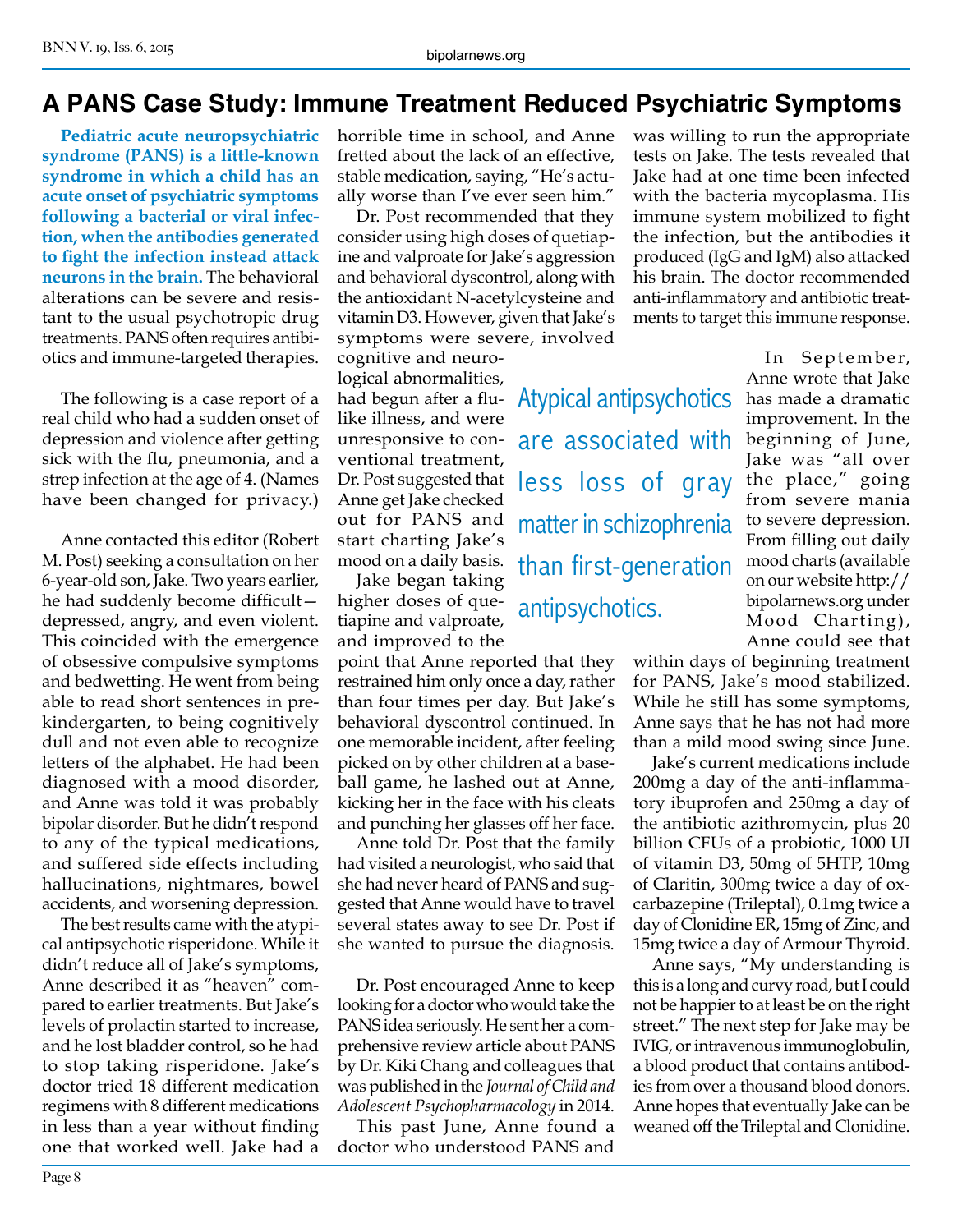# A PANS Case Study: Immune Treatment Reduced Psychiatric Symptoms

**Pediatric acute neuropsychiatric syndrome (PANS) is a little-known syndrome in which a child has an acute onset of psychiatric symptoms following a bacterial or viral infection, when the antibodies generated to fight the infection instead attack neurons in the brain.** The behavioral alterations can be severe and resistant to the usual psychotropic drug treatments. PANS often requires antibiotics and immune-targeted therapies.

The following is a case report of a real child who had a sudden onset of depression and violence after getting sick with the flu, pneumonia, and a strep infection at the age of 4. (Names have been changed for privacy.)

Anne contacted this editor (Robert M. Post) seeking a consultation on her 6-year-old son, Jake. Two years earlier, he had suddenly become difficult—depressed, angry, and even violent. This coincided with the emergence of obsessive compulsive symptoms and bedwetting. He went from being able to read short sentences in pre-kindergarten, to being cognitively dull and not even able to recognize letters of the alphabet. He had been diagnosed with a mood disorder, and Anne was told it was probably bipolar disorder. But he didn't respond to any of the typical medications, and suffered side effects including hallucinations, nightmares, bowel accidents, and worsening depression.

The best results came with the atypical antipsychotic risperidone. While it didn't reduce all of Jake's symptoms, Anne described it as "heaven" compared to earlier treatments. But Jake's levels of prolactin started to increase, and he lost bladder control, so he had to stop taking risperidone. Jake's doctor tried 18 different medication regimens with 8 different medications in less than a year without finding one that worked well. Jake had a horrible time in school, and Anne fretted about the lack of an effective, stable medication, saying, "He's actually worse than I've ever seen him."

Dr. Post recommended that they consider using high doses of quetiapine and valproate for Jake's aggression and behavioral dyscontrol, along with the antioxidant N-acetylcysteine and vitamin D3. However, given that Jake's symptoms were severe, involved cognitive and neurological abnormalities, had begun after a flu-like illness, and were unresponsive to conventional treatment, Dr. Post suggested that Anne get Jake checked out for PANS and start charting Jake's mood on a daily basis.

Jake began taking higher doses of quetiapine and valproate, and improved to the point that Anne reported that they restrained him only once a day, rather than four times per day. But Jake's behavioral dyscontrol continued. In one memorable incident, after feeling picked on by other children at a baseball game, he lashed out at Anne, kicking her in the face with his cleats and punching her glasses off her face.

Anne told Dr. Post that the family had visited a neurologist, who said that she had never heard of PANS and suggested that Anne would have to travel several states away to see Dr. Post if she wanted to pursue the diagnosis.

Dr. Post encouraged Anne to keep looking for a doctor who would take the PANS idea seriously. He sent her a comprehensive review article about PANS by Dr. Kiki Chang and colleagues that was published in the *Journal of Child and Adolescent Psychopharmacology* in 2014.

This past June, Anne found a doctor who understood PANS and was willing to run the appropriate tests on Jake. The tests revealed that Jake had at one time been infected with the bacteria mycoplasma. His immune system mobilized to fight the infection, but the antibodies it produced (IgG and IgM) also attacked his brain. The doctor recommended anti-inflammatory and antibiotic treatments to target this immune response.

Atypical antipsychotics are associated with less loss of gray matter in schizophrenia than first-generation antipsychotics.

In September, Anne wrote that Jake has made a dramatic improvement. In the beginning of June, Jake was "all over the place," going from severe mania to severe depression. From filling out daily mood charts (available on our website http://bipolarnews.org under Mood Charting), Anne could see that within days of beginning treatment for PANS, Jake's mood stabilized. While he still has some symptoms, Anne says that he has not had more than a mild mood swing since June.

Jake's current medications include 200mg a day of the anti-inflammatory ibuprofen and 250mg a day of the antibiotic azithromycin, plus 20 billion CFUs of a probiotic, 1000 UI of vitamin D3, 50mg of 5HTP, 10mg of Claritin, 300mg twice a day of oxcarbazepine (Trileptal), 0.1mg twice a day of Clonidine ER, 15mg of Zinc, and 15mg twice a day of Armour Thyroid.

Anne says, "My understanding is this is a long and curvy road, but I could not be happier to at least be on the right street." The next step for Jake may be IVIG, or intravenous immunoglobulin, a blood product that contains antibodies from over a thousand blood donors. Anne hopes that eventually Jake can be weaned off the Trileptal and Clonidine.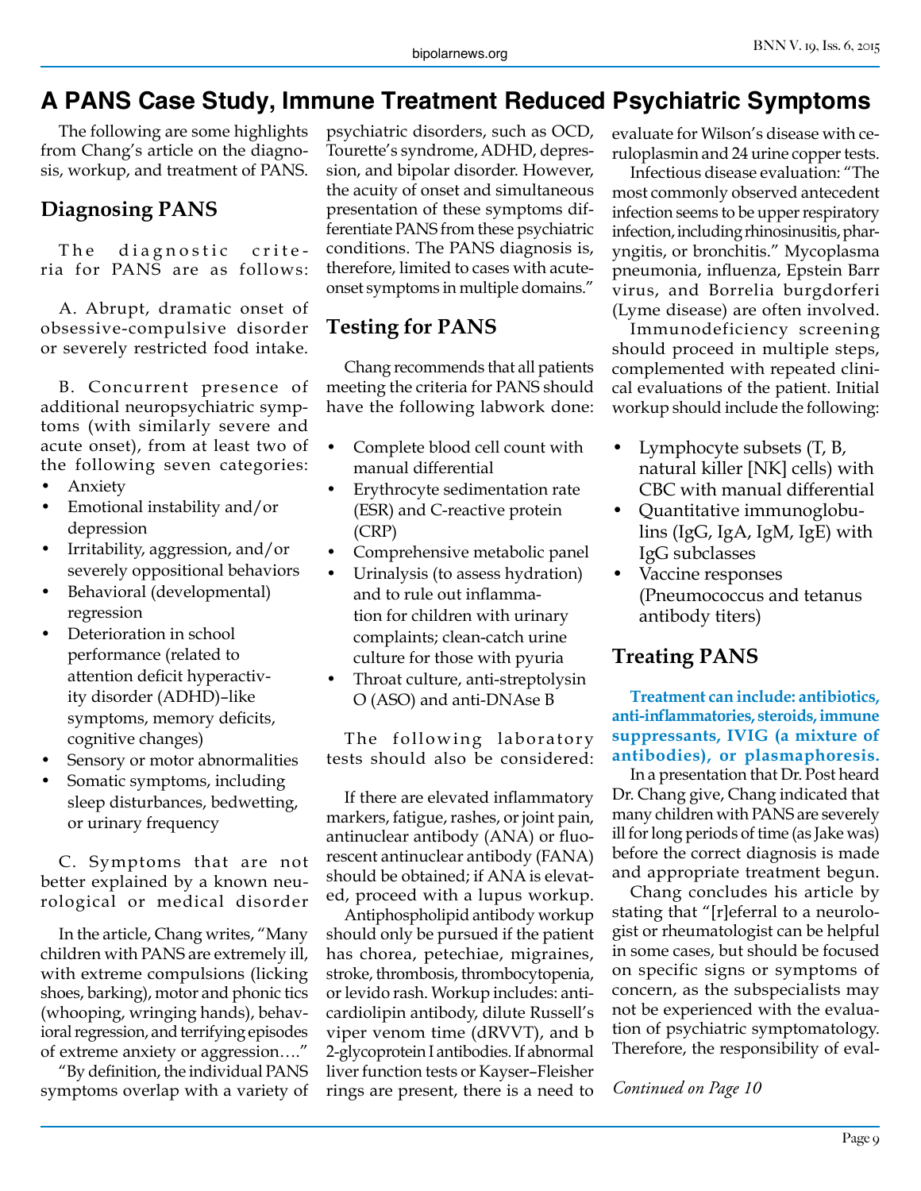# A PANS Case Study, Immune Treatment Reduced Psychiatric Symptoms

The following are some highlights from Chang's article on the diagnosis, workup, and treatment of PANS.

## Diagnosing PANS

The diagnostic criteria for PANS are as follows:

A. Abrupt, dramatic onset of obsessive-compulsive disorder or severely restricted food intake.

B. Concurrent presence of additional neuropsychiatric symptoms (with similarly severe and acute onset), from at least two of the following seven categories:

- Anxiety
- Emotional instability and/or depression
- Irritability, aggression, and/or severely oppositional behaviors
- Behavioral (developmental) regression
- Deterioration in school performance (related to attention deficit hyperactivity disorder (ADHD)–like symptoms, memory deficits, cognitive changes)
- Sensory or motor abnormalities
- Somatic symptoms, including sleep disturbances, bedwetting, or urinary frequency

C. Symptoms that are not better explained by a known neurological or medical disorder

In the article, Chang writes, "Many children with PANS are extremely ill, with extreme compulsions (licking shoes, barking), motor and phonic tics (whooping, wringing hands), behavioral regression, and terrifying episodes of extreme anxiety or aggression…."

"By definition, the individual PANS symptoms overlap with a variety of psychiatric disorders, such as OCD, Tourette's syndrome, ADHD, depression, and bipolar disorder. However, the acuity of onset and simultaneous presentation of these symptoms differentiate PANS from these psychiatric conditions. The PANS diagnosis is, therefore, limited to cases with acute-onset symptoms in multiple domains."

## Testing for PANS

Chang recommends that all patients meeting the criteria for PANS should have the following labwork done:

- Complete blood cell count with manual differential
- Erythrocyte sedimentation rate (ESR) and C-reactive protein (CRP)
- Comprehensive metabolic panel
- Urinalysis (to assess hydration) and to rule out inflammation for children with urinary complaints; clean-catch urine culture for those with pyuria
- Throat culture, anti-streptolysin O (ASO) and anti-DNAse B

The following laboratory tests should also be considered:

If there are elevated inflammatory markers, fatigue, rashes, or joint pain, antinuclear antibody (ANA) or fluorescent antinuclear antibody (FANA) should be obtained; if ANA is elevated, proceed with a lupus workup.

Antiphospholipid antibody workup should only be pursued if the patient has chorea, petechiae, migraines, stroke, thrombosis, thrombocytopenia, or levido rash. Workup includes: anticardiolipin antibody, dilute Russell's viper venom time (dRVVT), and b 2-glycoprotein I antibodies. If abnormal liver function tests or Kayser–Fleisher rings are present, there is a need to evaluate for Wilson's disease with ceruloplasmin and 24 urine copper tests.

Infectious disease evaluation: "The most commonly observed antecedent infection seems to be upper respiratory infection, including rhinosinusitis, pharyngitis, or bronchitis." Mycoplasma pneumonia, influenza, Epstein Barr virus, and Borrelia burgdorferi (Lyme disease) are often involved.

Immunodeficiency screening should proceed in multiple steps, complemented with repeated clinical evaluations of the patient. Initial workup should include the following:

- Lymphocyte subsets (T, B, natural killer [NK] cells) with CBC with manual differential
- Quantitative immunoglobulins (IgG, IgA, IgM, IgE) with IgG subclasses
- Vaccine responses (Pneumococcus and tetanus antibody titers)

## Treating PANS

**Treatment can include: antibiotics, anti-inflammatories, steroids, immune suppressants, IVIG (a mixture of antibodies), or plasmaphoresis.**

In a presentation that Dr. Post heard Dr. Chang give, Chang indicated that many children with PANS are severely ill for long periods of time (as Jake was) before the correct diagnosis is made and appropriate treatment begun.

Chang concludes his article by stating that "[r]eferral to a neurologist or rheumatologist can be helpful in some cases, but should be focused on specific signs or symptoms of concern, as the subspecialists may not be experienced with the evaluation of psychiatric symptomatology. Therefore, the responsibility of eval-

*Continued on Page 10*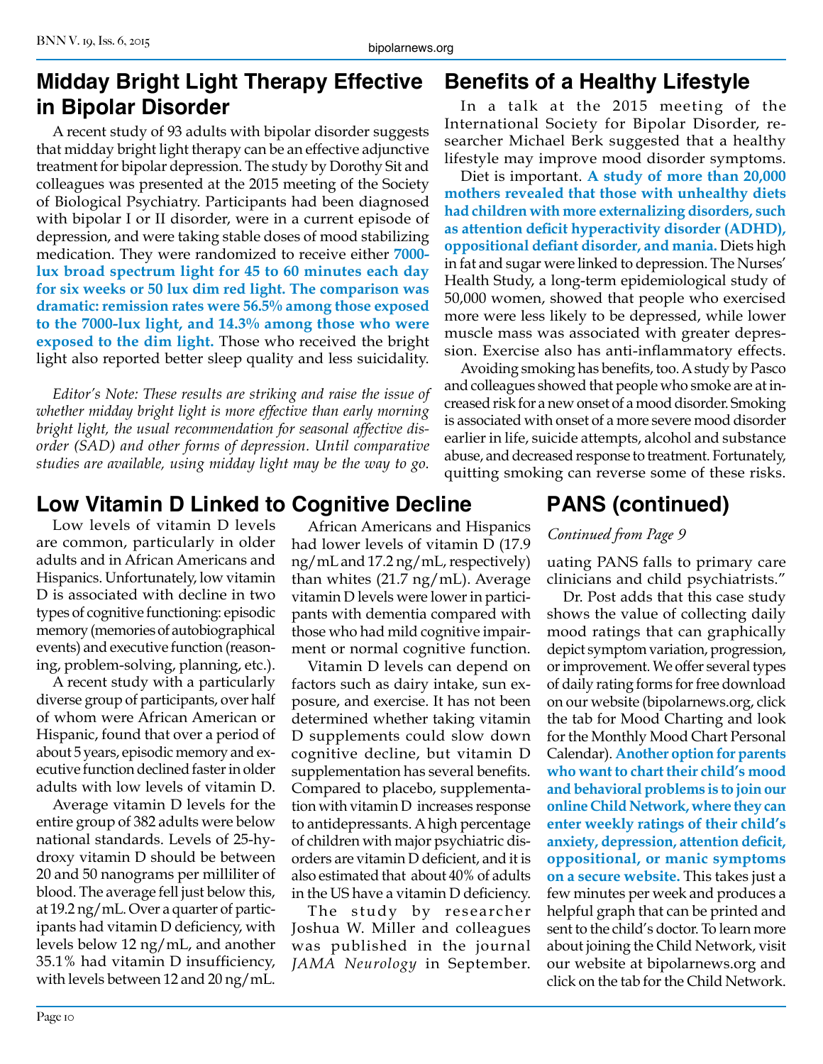## Midday Bright Light Therapy Effective in Bipolar Disorder

A recent study of 93 adults with bipolar disorder suggests that midday bright light therapy can be an effective adjunctive treatment for bipolar depression. The study by Dorothy Sit and colleagues was presented at the 2015 meeting of the Society of Biological Psychiatry. Participants had been diagnosed with bipolar I or II disorder, were in a current episode of depression, and were taking stable doses of mood stabilizing medication. They were randomized to receive either **7000-lux broad spectrum light for 45 to 60 minutes each day for six weeks or 50 lux dim red light. The comparison was dramatic: remission rates were 56.5% among those exposed to the 7000-lux light, and 14.3% among those who were exposed to the dim light.** Those who received the bright light also reported better sleep quality and less suicidality.

*Editor's Note: These results are striking and raise the issue of whether midday bright light is more effective than early morning bright light, the usual recommendation for seasonal affective disorder (SAD) and other forms of depression. Until comparative studies are available, using midday light may be the way to go.*

## Benefits of a Healthy Lifestyle

In a talk at the 2015 meeting of the International Society for Bipolar Disorder, researcher Michael Berk suggested that a healthy lifestyle may improve mood disorder symptoms.

Diet is important. **A study of more than 20,000 mothers revealed that those with unhealthy diets had children with more externalizing disorders, such as attention deficit hyperactivity disorder (ADHD), oppositional defiant disorder, and mania.** Diets high in fat and sugar were linked to depression. The Nurses' Health Study, a long-term epidemiological study of 50,000 women, showed that people who exercised more were less likely to be depressed, while lower muscle mass was associated with greater depression. Exercise also has anti-inflammatory effects.

Avoiding smoking has benefits, too. A study by Pasco and colleagues showed that people who smoke are at increased risk for a new onset of a mood disorder. Smoking is associated with onset of a more severe mood disorder earlier in life, suicide attempts, alcohol and substance abuse, and decreased response to treatment. Fortunately, quitting smoking can reverse some of these risks.

## Low Vitamin D Linked to Cognitive Decline

Low levels of vitamin D levels are common, particularly in older adults and in African Americans and Hispanics. Unfortunately, low vitamin D is associated with decline in two types of cognitive functioning: episodic memory (memories of autobiographical events) and executive function (reasoning, problem-solving, planning, etc.).

A recent study with a particularly diverse group of participants, over half of whom were African American or Hispanic, found that over a period of about 5 years, episodic memory and executive function declined faster in older adults with low levels of vitamin D.

Average vitamin D levels for the entire group of 382 adults were below national standards. Levels of 25-hydroxy vitamin D should be between 20 and 50 nanograms per milliliter of blood. The average fell just below this, at 19.2 ng/mL. Over a quarter of participants had vitamin D deficiency, with levels below 12 ng/mL, and another 35.1% had vitamin D insufficiency, with levels between 12 and 20 ng/mL.

African Americans and Hispanics had lower levels of vitamin D (17.9 ng/mL and 17.2 ng/mL, respectively) than whites (21.7 ng/mL). Average vitamin D levels were lower in participants with dementia compared with those who had mild cognitive impairment or normal cognitive function.

Vitamin D levels can depend on factors such as dairy intake, sun exposure, and exercise. It has not been determined whether taking vitamin D supplements could slow down cognitive decline, but vitamin D supplementation has several benefits. Compared to placebo, supplementation with vitamin D increases response to antidepressants. A high percentage of children with major psychiatric disorders are vitamin D deficient, and it is also estimated that about 40% of adults in the US have a vitamin D deficiency.

The study by researcher Joshua W. Miller and colleagues was published in the journal *JAMA Neurology* in September.

## PANS (continued)

*Continued from Page 9*

uating PANS falls to primary care clinicians and child psychiatrists."

Dr. Post adds that this case study shows the value of collecting daily mood ratings that can graphically depict symptom variation, progression, or improvement. We offer several types of daily rating forms for free download on our website (bipolarnews.org, click the tab for Mood Charting and look for the Monthly Mood Chart Personal Calendar). **Another option for parents who want to chart their child's mood and behavioral problems is to join our online Child Network, where they can enter weekly ratings of their child's anxiety, depression, attention deficit, oppositional, or manic symptoms on a secure website.** This takes just a few minutes per week and produces a helpful graph that can be printed and sent to the child's doctor. To learn more about joining the Child Network, visit our website at bipolarnews.org and click on the tab for the Child Network.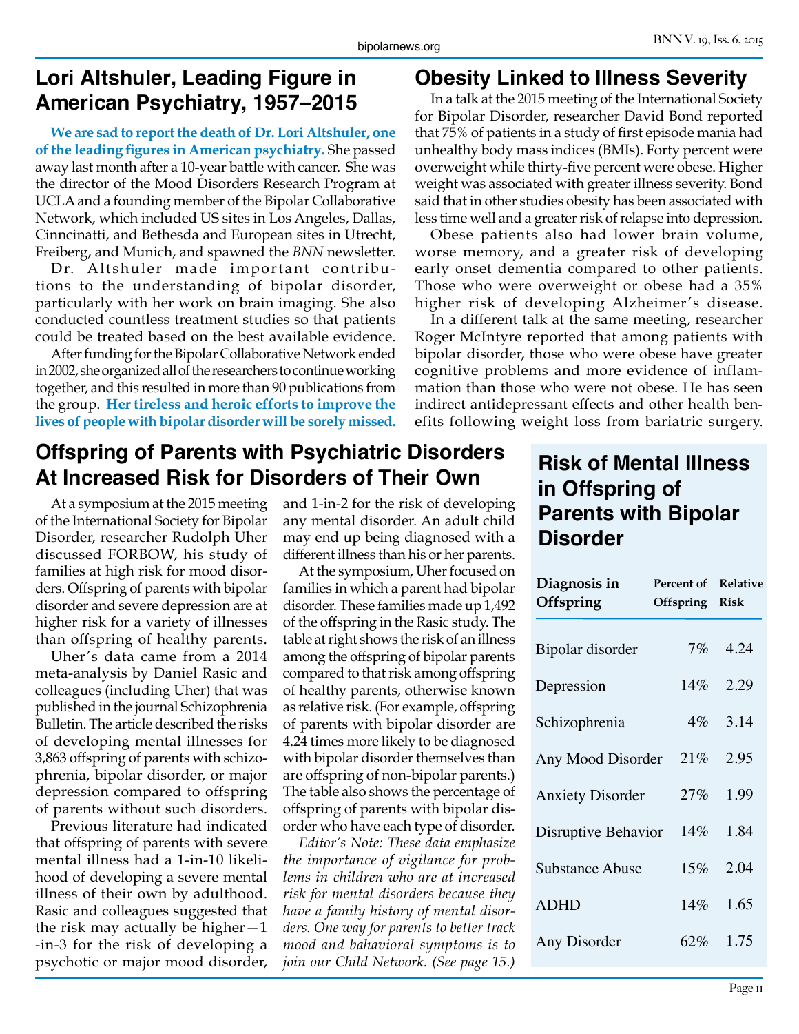## Lori Altshuler, Leading Figure in American Psychiatry, 1957–2015

**We are sad to report the death of Dr. Lori Altshuler, one of the leading figures in American psychiatry.** She passed away last month after a 10-year battle with cancer. She was the director of the Mood Disorders Research Program at UCLA and a founding member of the Bipolar Collaborative Network, which included US sites in Los Angeles, Dallas, Cinncinatti, and Bethesda and European sites in Utrecht, Freiberg, and Munich, and spawned the *BNN* newsletter.

Dr. Altshuler made important contributions to the understanding of bipolar disorder, particularly with her work on brain imaging. She also conducted countless treatment studies so that patients could be treated based on the best available evidence.

After funding for the Bipolar Collaborative Network ended in 2002, she organized all of the researchers to continue working together, and this resulted in more than 90 publications from the group. **Her tireless and heroic efforts to improve the lives of people with bipolar disorder will be sorely missed.**

## Obesity Linked to Illness Severity

In a talk at the 2015 meeting of the International Society for Bipolar Disorder, researcher David Bond reported that 75% of patients in a study of first episode mania had unhealthy body mass indices (BMIs). Forty percent were overweight while thirty-five percent were obese. Higher weight was associated with greater illness severity. Bond said that in other studies obesity has been associated with less time well and a greater risk of relapse into depression.

Obese patients also had lower brain volume, worse memory, and a greater risk of developing early onset dementia compared to other patients. Those who were overweight or obese had a 35% higher risk of developing Alzheimer's disease.

In a different talk at the same meeting, researcher Roger McIntyre reported that among patients with bipolar disorder, those who were obese have greater cognitive problems and more evidence of inflammation than those who were not obese. He has seen indirect antidepressant effects and other health benefits following weight loss from bariatric surgery.

## Offspring of Parents with Psychiatric Disorders At Increased Risk for Disorders of Their Own

At a symposium at the 2015 meeting of the International Society for Bipolar Disorder, researcher Rudolph Uher discussed FORBOW, his study of families at high risk for mood disorders. Offspring of parents with bipolar disorder and severe depression are at higher risk for a variety of illnesses than offspring of healthy parents.

Uher's data came from a 2014 meta-analysis by Daniel Rasic and colleagues (including Uher) that was published in the journal Schizophrenia Bulletin. The article described the risks of developing mental illnesses for 3,863 offspring of parents with schizophrenia, bipolar disorder, or major depression compared to offspring of parents without such disorders.

Previous literature had indicated that offspring of parents with severe mental illness had a 1-in-10 likelihood of developing a severe mental illness of their own by adulthood. Rasic and colleagues suggested that the risk may actually be higher—1-in-3 for the risk of developing a psychotic or major mood disorder, and 1-in-2 for the risk of developing any mental disorder. An adult child may end up being diagnosed with a different illness than his or her parents.

At the symposium, Uher focused on families in which a parent had bipolar disorder. These families made up 1,492 of the offspring in the Rasic study. The table at right shows the risk of an illness among the offspring of bipolar parents compared to that risk among offspring of healthy parents, otherwise known as relative risk. (For example, offspring of parents with bipolar disorder are 4.24 times more likely to be diagnosed with bipolar disorder themselves than are offspring of non-bipolar parents.) The table also shows the percentage of offspring of parents with bipolar disorder who have each type of disorder.

*Editor's Note: These data emphasize the importance of vigilance for problems in children who are at increased risk for mental disorders because they have a family history of mental disorders. One way for parents to better track mood and bahavioral symptoms is to join our Child Network. (See page 15.)*

### Risk of Mental Illness in Offspring of Parents with Bipolar Disorder

| Diagnosis in Offspring | Percent of Offspring | Relative Risk |
|---|---|---|
| Bipolar disorder | 7% | 4.24 |
| Depression | 14% | 2.29 |
| Schizophrenia | 4% | 3.14 |
| Any Mood Disorder | 21% | 2.95 |
| Anxiety Disorder | 27% | 1.99 |
| Disruptive Behavior | 14% | 1.84 |
| Substance Abuse | 15% | 2.04 |
| ADHD | 14% | 1.65 |
| Any Disorder | 62% | 1.75 |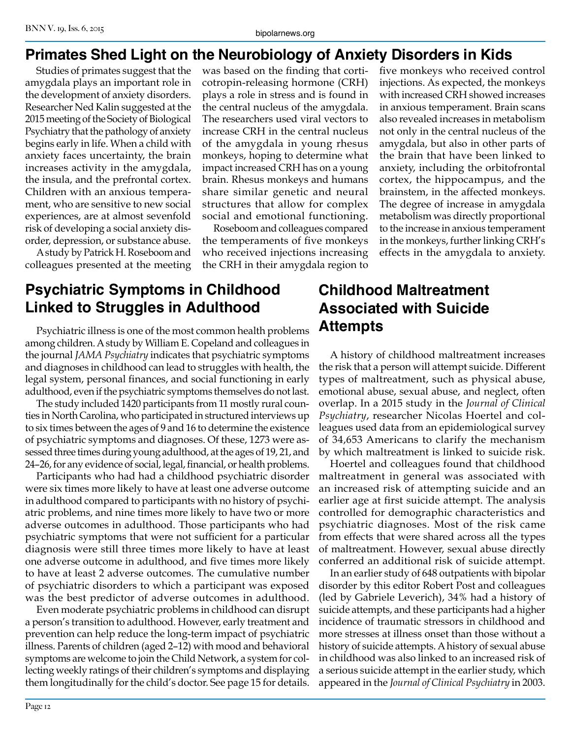## Primates Shed Light on the Neurobiology of Anxiety Disorders in Kids

Studies of primates suggest that the amygdala plays an important role in the development of anxiety disorders. Researcher Ned Kalin suggested at the 2015 meeting of the Society of Biological Psychiatry that the pathology of anxiety begins early in life. When a child with anxiety faces uncertainty, the brain increases activity in the amygdala, the insula, and the prefrontal cortex. Children with an anxious temperament, who are sensitive to new social experiences, are at almost sevenfold risk of developing a social anxiety disorder, depression, or substance abuse.

A study by Patrick H. Roseboom and colleagues presented at the meeting was based on the finding that corticotropin-releasing hormone (CRH) plays a role in stress and is found in the central nucleus of the amygdala. The researchers used viral vectors to increase CRH in the central nucleus of the amygdala in young rhesus monkeys, hoping to determine what impact increased CRH has on a young brain. Rhesus monkeys and humans share similar genetic and neural structures that allow for complex social and emotional functioning.

Roseboom and colleagues compared the temperaments of five monkeys who received injections increasing the CRH in their amygdala region to five monkeys who received control injections. As expected, the monkeys with increased CRH showed increases in anxious temperament. Brain scans also revealed increases in metabolism not only in the central nucleus of the amygdala, but also in other parts of the brain that have been linked to anxiety, including the orbitofrontal cortex, the hippocampus, and the brainstem, in the affected monkeys. The degree of increase in amygdala metabolism was directly proportional to the increase in anxious temperament in the monkeys, further linking CRH's effects in the amygdala to anxiety.

## Psychiatric Symptoms in Childhood Linked to Struggles in Adulthood

Psychiatric illness is one of the most common health problems among children. A study by William E. Copeland and colleagues in the journal *JAMA Psychiatry* indicates that psychiatric symptoms and diagnoses in childhood can lead to struggles with health, the legal system, personal finances, and social functioning in early adulthood, even if the psychiatric symptoms themselves do not last.

The study included 1420 participants from 11 mostly rural counties in North Carolina, who participated in structured interviews up to six times between the ages of 9 and 16 to determine the existence of psychiatric symptoms and diagnoses. Of these, 1273 were assessed three times during young adulthood, at the ages of 19, 21, and 24–26, for any evidence of social, legal, financial, or health problems.

Participants who had had a childhood psychiatric disorder were six times more likely to have at least one adverse outcome in adulthood compared to participants with no history of psychiatric problems, and nine times more likely to have two or more adverse outcomes in adulthood. Those participants who had psychiatric symptoms that were not sufficient for a particular diagnosis were still three times more likely to have at least one adverse outcome in adulthood, and five times more likely to have at least 2 adverse outcomes. The cumulative number of psychiatric disorders to which a participant was exposed was the best predictor of adverse outcomes in adulthood.

Even moderate psychiatric problems in childhood can disrupt a person's transition to adulthood. However, early treatment and prevention can help reduce the long-term impact of psychiatric illness. Parents of children (aged 2–12) with mood and behavioral symptoms are welcome to join the Child Network, a system for collecting weekly ratings of their children's symptoms and displaying them longitudinally for the child's doctor. See page 15 for details.

## Childhood Maltreatment Associated with Suicide Attempts

A history of childhood maltreatment increases the risk that a person will attempt suicide. Different types of maltreatment, such as physical abuse, emotional abuse, sexual abuse, and neglect, often overlap. In a 2015 study in the *Journal of Clinical Psychiatry*, researcher Nicolas Hoertel and colleagues used data from an epidemiological survey of 34,653 Americans to clarify the mechanism by which maltreatment is linked to suicide risk.

Hoertel and colleagues found that childhood maltreatment in general was associated with an increased risk of attempting suicide and an earlier age at first suicide attempt. The analysis controlled for demographic characteristics and psychiatric diagnoses. Most of the risk came from effects that were shared across all the types of maltreatment. However, sexual abuse directly conferred an additional risk of suicide attempt.

In an earlier study of 648 outpatients with bipolar disorder by this editor Robert Post and colleagues (led by Gabriele Leverich), 34% had a history of suicide attempts, and these participants had a higher incidence of traumatic stressors in childhood and more stresses at illness onset than those without a history of suicide attempts. A history of sexual abuse in childhood was also linked to an increased risk of a serious suicide attempt in the earlier study, which appeared in the *Journal of Clinical Psychiatry* in 2003.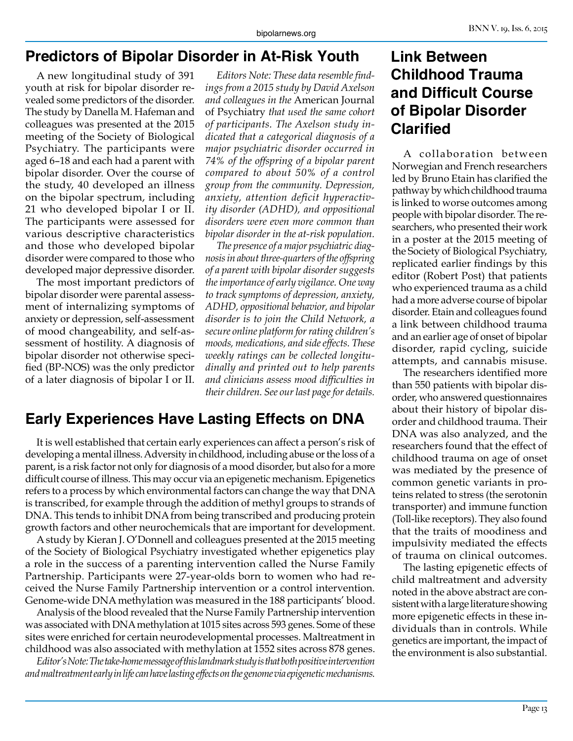## Predictors of Bipolar Disorder in At-Risk Youth

A new longitudinal study of 391 youth at risk for bipolar disorder revealed some predictors of the disorder. The study by Danella M. Hafeman and colleagues was presented at the 2015 meeting of the Society of Biological Psychiatry. The participants were aged 6–18 and each had a parent with bipolar disorder. Over the course of the study, 40 developed an illness on the bipolar spectrum, including 21 who developed bipolar I or II. The participants were assessed for various descriptive characteristics and those who developed bipolar disorder were compared to those who developed major depressive disorder.

The most important predictors of bipolar disorder were parental assessment of internalizing symptoms of anxiety or depression, self-assessment of mood changeability, and self-assessment of hostility. A diagnosis of bipolar disorder not otherwise specified (BP-NOS) was the only predictor of a later diagnosis of bipolar I or II.

*Editors Note: These data resemble findings from a 2015 study by David Axelson and colleagues in the* American Journal of Psychiatry *that used the same cohort of participants. The Axelson study indicated that a categorical diagnosis of a major psychiatric disorder occurred in 74% of the offspring of a bipolar parent compared to about 50% of a control group from the community. Depression, anxiety, attention deficit hyperactivity disorder (ADHD), and oppositional disorders were even more common than bipolar disorder in the at-risk population.*

*The presence of a major psychiatric diagnosis in about three-quarters of the offspring of a parent with bipolar disorder suggests the importance of early vigilance. One way to track symptoms of depression, anxiety, ADHD, oppositional behavior, and bipolar disorder is to join the Child Network, a secure online platform for rating children's moods, medications, and side effects. These weekly ratings can be collected longitudinally and printed out to help parents and clinicians assess mood difficulties in their children. See our last page for details.*

## Early Experiences Have Lasting Effects on DNA

It is well established that certain early experiences can affect a person's risk of developing a mental illness. Adversity in childhood, including abuse or the loss of a parent, is a risk factor not only for diagnosis of a mood disorder, but also for a more difficult course of illness. This may occur via an epigenetic mechanism. Epigenetics refers to a process by which environmental factors can change the way that DNA is transcribed, for example through the addition of methyl groups to strands of DNA. This tends to inhibit DNA from being transcribed and producing protein growth factors and other neurochemicals that are important for development.

A study by Kieran J. O'Donnell and colleagues presented at the 2015 meeting of the Society of Biological Psychiatry investigated whether epigenetics play a role in the success of a parenting intervention called the Nurse Family Partnership. Participants were 27-year-olds born to women who had received the Nurse Family Partnership intervention or a control intervention. Genome-wide DNA methylation was measured in the 188 participants' blood.

Analysis of the blood revealed that the Nurse Family Partnership intervention was associated with DNA methylation at 1015 sites across 593 genes. Some of these sites were enriched for certain neurodevelopmental processes. Maltreatment in childhood was also associated with methylation at 1552 sites across 878 genes.

*Editor's Note: The take-home message of this landmark study is that both positive intervention and maltreatment early in life can have lasting effects on the genome via epigenetic mechanisms.*

## Link Between Childhood Trauma and Difficult Course of Bipolar Disorder Clarified

A collaboration between Norwegian and French researchers led by Bruno Etain has clarified the pathway by which childhood trauma is linked to worse outcomes among people with bipolar disorder. The researchers, who presented their work in a poster at the 2015 meeting of the Society of Biological Psychiatry, replicated earlier findings by this editor (Robert Post) that patients who experienced trauma as a child had a more adverse course of bipolar disorder. Etain and colleagues found a link between childhood trauma and an earlier age of onset of bipolar disorder, rapid cycling, suicide attempts, and cannabis misuse.

The researchers identified more than 550 patients with bipolar disorder, who answered questionnaires about their history of bipolar disorder and childhood trauma. Their DNA was also analyzed, and the researchers found that the effect of childhood trauma on age of onset was mediated by the presence of common genetic variants in proteins related to stress (the serotonin transporter) and immune function (Toll-like receptors). They also found that the traits of moodiness and impulsivity mediated the effects of trauma on clinical outcomes.

The lasting epigenetic effects of child maltreatment and adversity noted in the above abstract are consistent with a large literature showing more epigenetic effects in these individuals than in controls. While genetics are important, the impact of the environment is also substantial.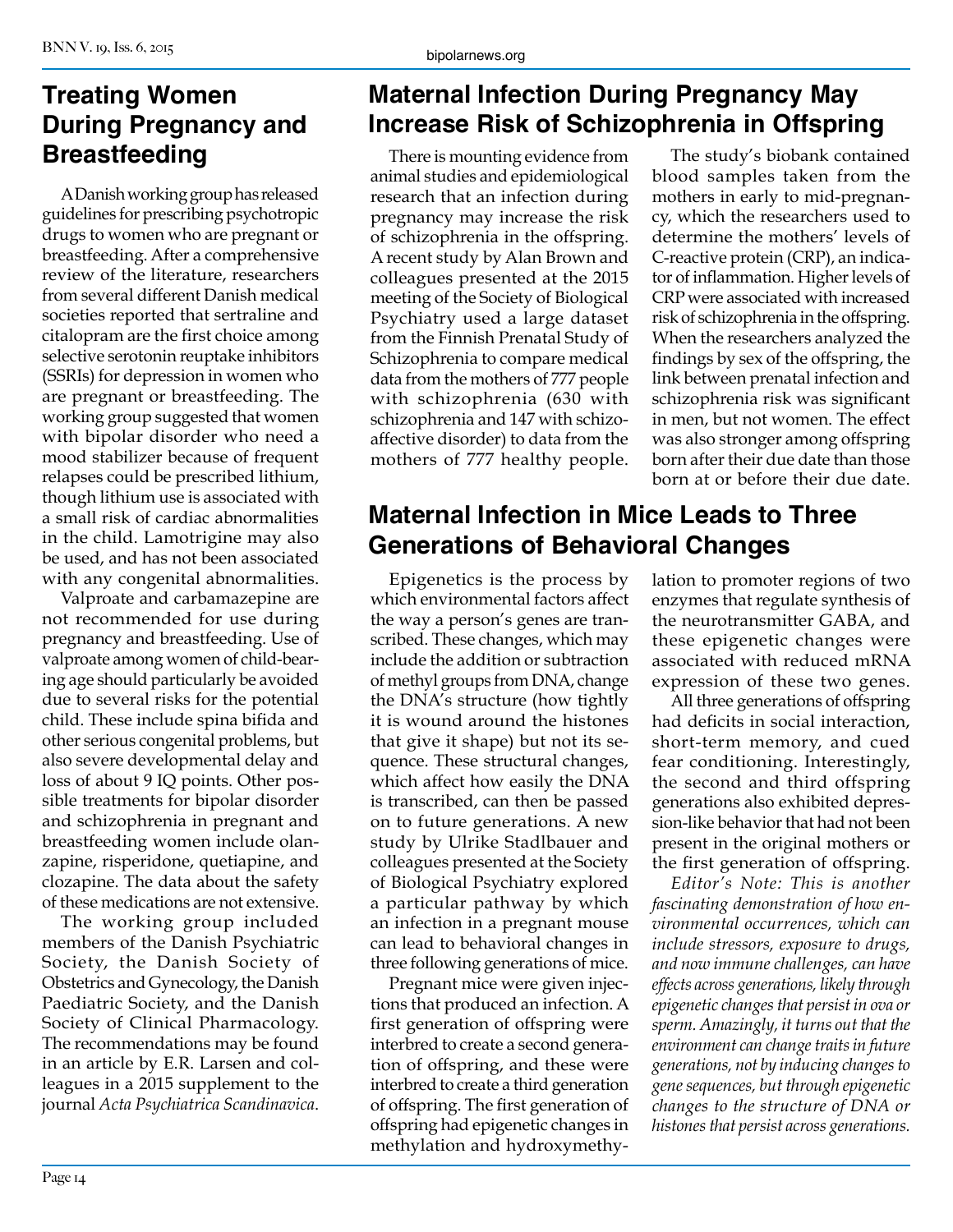## Treating Women During Pregnancy and Breastfeeding

A Danish working group has released guidelines for prescribing psychotropic drugs to women who are pregnant or breastfeeding. After a comprehensive review of the literature, researchers from several different Danish medical societies reported that sertraline and citalopram are the first choice among selective serotonin reuptake inhibitors (SSRIs) for depression in women who are pregnant or breastfeeding. The working group suggested that women with bipolar disorder who need a mood stabilizer because of frequent relapses could be prescribed lithium, though lithium use is associated with a small risk of cardiac abnormalities in the child. Lamotrigine may also be used, and has not been associated with any congenital abnormalities.

Valproate and carbamazepine are not recommended for use during pregnancy and breastfeeding. Use of valproate among women of child-bearing age should particularly be avoided due to several risks for the potential child. These include spina bifida and other serious congenital problems, but also severe developmental delay and loss of about 9 IQ points. Other possible treatments for bipolar disorder and schizophrenia in pregnant and breastfeeding women include olanzapine, risperidone, quetiapine, and clozapine. The data about the safety of these medications are not extensive.

The working group included members of the Danish Psychiatric Society, the Danish Society of Obstetrics and Gynecology, the Danish Paediatric Society, and the Danish Society of Clinical Pharmacology. The recommendations may be found in an article by E.R. Larsen and colleagues in a 2015 supplement to the journal *Acta Psychiatrica Scandinavica*.

## Maternal Infection During Pregnancy May Increase Risk of Schizophrenia in Offspring

There is mounting evidence from animal studies and epidemiological research that an infection during pregnancy may increase the risk of schizophrenia in the offspring. A recent study by Alan Brown and colleagues presented at the 2015 meeting of the Society of Biological Psychiatry used a large dataset from the Finnish Prenatal Study of Schizophrenia to compare medical data from the mothers of 777 people with schizophrenia (630 with schizophrenia and 147 with schizoaffective disorder) to data from the mothers of 777 healthy people.

The study's biobank contained blood samples taken from the mothers in early to mid-pregnancy, which the researchers used to determine the mothers' levels of C-reactive protein (CRP), an indicator of inflammation. Higher levels of CRP were associated with increased risk of schizophrenia in the offspring. When the researchers analyzed the findings by sex of the offspring, the link between prenatal infection and schizophrenia risk was significant in men, but not women. The effect was also stronger among offspring born after their due date than those born at or before their due date.

## Maternal Infection in Mice Leads to Three Generations of Behavioral Changes

Epigenetics is the process by which environmental factors affect the way a person's genes are transcribed. These changes, which may include the addition or subtraction of methyl groups from DNA, change the DNA's structure (how tightly it is wound around the histones that give it shape) but not its sequence. These structural changes, which affect how easily the DNA is transcribed, can then be passed on to future generations. A new study by Ulrike Stadlbauer and colleagues presented at the Society of Biological Psychiatry explored a particular pathway by which an infection in a pregnant mouse can lead to behavioral changes in three following generations of mice.

Pregnant mice were given injections that produced an infection. A first generation of offspring were interbred to create a second generation of offspring, and these were interbred to create a third generation of offspring. The first generation of offspring had epigenetic changes in methylation and hydroxymethylation to promoter regions of two enzymes that regulate synthesis of the neurotransmitter GABA, and these epigenetic changes were associated with reduced mRNA expression of these two genes.

All three generations of offspring had deficits in social interaction, short-term memory, and cued fear conditioning. Interestingly, the second and third offspring generations also exhibited depression-like behavior that had not been present in the original mothers or the first generation of offspring.

*Editor's Note: This is another fascinating demonstration of how environmental occurrences, which can include stressors, exposure to drugs, and now immune challenges, can have effects across generations, likely through epigenetic changes that persist in ova or sperm. Amazingly, it turns out that the environment can change traits in future generations, not by inducing changes to gene sequences, but through epigenetic changes to the structure of DNA or histones that persist across generations.*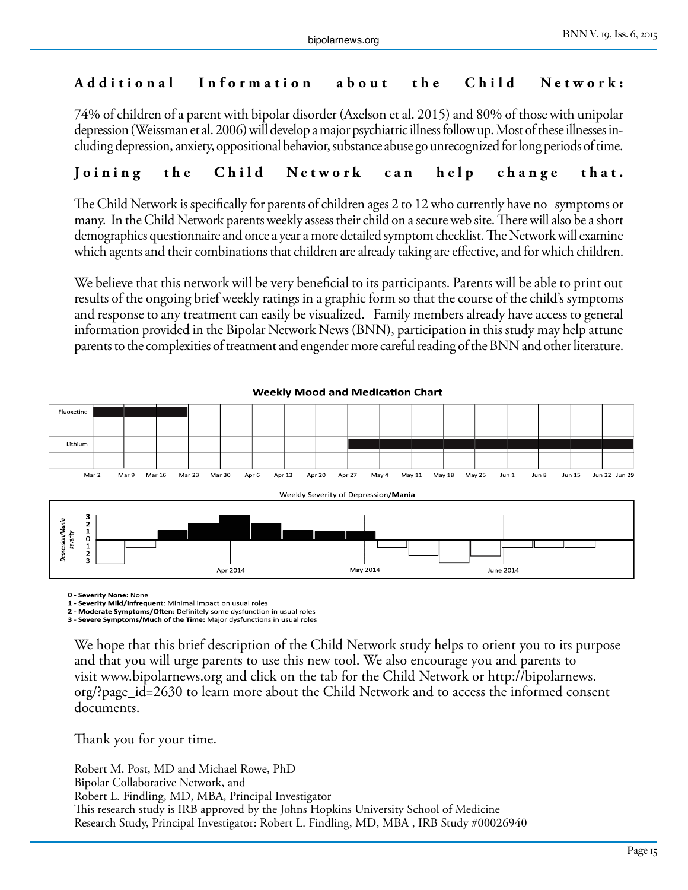## Additional Information about the Child Network:

74% of children of a parent with bipolar disorder (Axelson et al. 2015) and 80% of those with unipolar depression (Weissman et al. 2006) will develop a major psychiatric illness follow up. Most of these illnesses including depression, anxiety, oppositional behavior, substance abuse go unrecognized for long periods of time.

## Joining the Child Network can help change that.

The Child Network is specifically for parents of children ages 2 to 12 who currently have no symptoms or many. In the Child Network parents weekly assess their child on a secure web site. There will also be a short demographics questionnaire and once a year a more detailed symptom checklist. The Network will examine which agents and their combinations that children are already taking are effective, and for which children.

We believe that this network will be very beneficial to its participants. Parents will be able to print out results of the ongoing brief weekly ratings in a graphic form so that the course of the child's symptoms and response to any treatment can easily be visualized. Family members already have access to general information provided in the Bipolar Network News (BNN), participation in this study may help attune parents to the complexities of treatment and engender more careful reading of the BNN and other literature.

**Weekly Mood and Medication Chart**

| | Mar 2 | Mar 9 | Mar 16 | Mar 23 | Mar 30 | Apr 6 | Apr 13 | Apr 20 | Apr 27 | May 4 | May 11 | May 18 | May 25 | Jun 1 | Jun 8 | Jun 15 | Jun 22 | Jun 29 |
|---|---|---|---|---|---|---|---|---|---|---|---|---|---|---|---|---|---|---|
| Fluoxetine | ■ | ■ | ■ | | | | | | | | | | | | | | | |
| Lithium | | | | | | | | | ■ | ■ | ■ | ■ | ■ | ■ | ■ | ■ | ■ | |

Weekly Severity of Depression/**Mania**

Depression/*Mania* severity (3, 2, 1, 0, 1, 2, 3) — Apr 2014, May 2014, June 2014

**0 - Severity None:** None
**1 - Severity Mild/Infrequent**: Minimal impact on usual roles
**2 - Moderate Symptoms/Often:** Definitely some dysfunction in usual roles
**3 - Severe Symptoms/Much of the Time:** Major dysfunctions in usual roles

We hope that this brief description of the Child Network study helps to orient you to its purpose and that you will urge parents to use this new tool. We also encourage you and parents to visit www.bipolarnews.org and click on the tab for the Child Network or http://bipolarnews.org/?page_id=2630 to learn more about the Child Network and to access the informed consent documents.

Thank you for your time.

Robert M. Post, MD and Michael Rowe, PhD
Bipolar Collaborative Network, and
Robert L. Findling, MD, MBA, Principal Investigator
This research study is IRB approved by the Johns Hopkins University School of Medicine
Research Study, Principal Investigator: Robert L. Findling, MD, MBA , IRB Study #00026940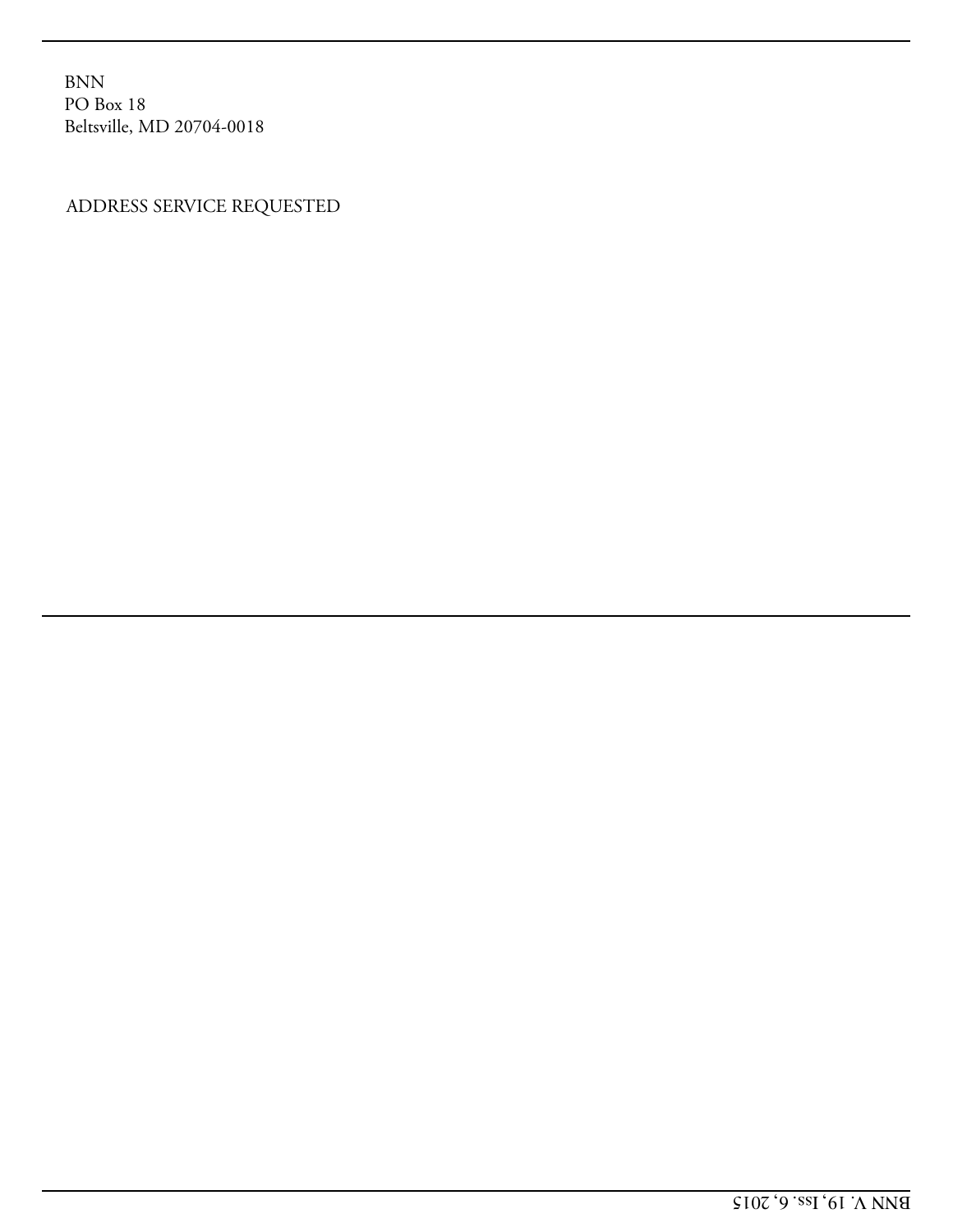BNN
PO Box 18
Beltsville, MD 20704-0018

ADDRESS SERVICE REQUESTED